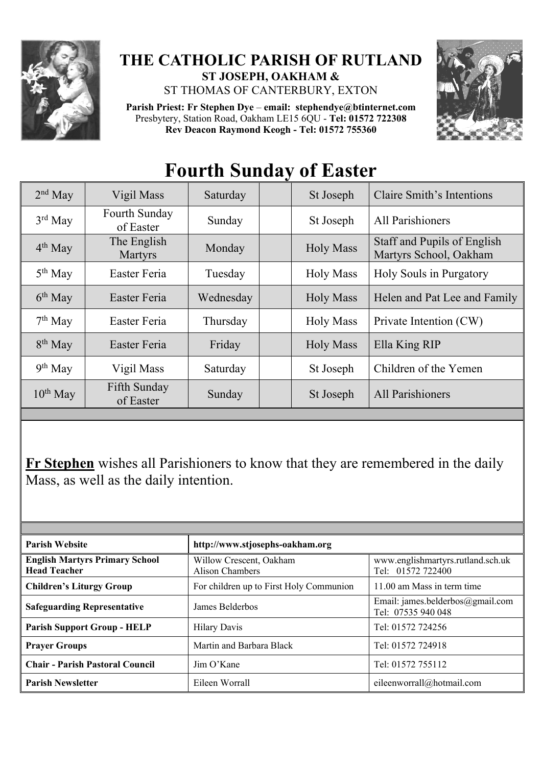# THE CATHOLIC PARISH OF RUTLAND

**ST JOSEPH, OAKHAM &**

ST THOMAS OF CANTERBURY, EXTON

**Parish Priest: Fr Stephen Dye** – **email: stephendye@btinternet.com**
Presbytery, Station Road, Oakham LE15 6QU - **Tel: 01572 722308**
**Rev Deacon Raymond Keogh - Tel: 01572 755360**

# Fourth Sunday of Easter

| | | | | | |
|---|---|---|---|---|---|
| 2nd May | Vigil Mass | Saturday | | St Joseph | Claire Smith's Intentions |
| 3rd May | Fourth Sunday of Easter | Sunday | | St Joseph | All Parishioners |
| 4th May | The English Martyrs | Monday | | Holy Mass | Staff and Pupils of English Martyrs School, Oakham |
| 5th May | Easter Feria | Tuesday | | Holy Mass | Holy Souls in Purgatory |
| 6th May | Easter Feria | Wednesday | | Holy Mass | Helen and Pat Lee and Family |
| 7th May | Easter Feria | Thursday | | Holy Mass | Private Intention (CW) |
| 8th May | Easter Feria | Friday | | Holy Mass | Ella King RIP |
| 9th May | Vigil Mass | Saturday | | St Joseph | Children of the Yemen |
| 10th May | Fifth Sunday of Easter | Sunday | | St Joseph | All Parishioners |

**Fr Stephen** wishes all Parishioners to know that they are remembered in the daily Mass, as well as the daily intention.

| | | |
|---|---|---|
| **Parish Website** | **http://www.stjosephs-oakham.org** | |
| **English Martyrs Primary School Head Teacher** | Willow Crescent, Oakham Alison Chambers | www.englishmartyrs.rutland.sch.uk Tel: 01572 722400 |
| **Children's Liturgy Group** | For children up to First Holy Communion | 11.00 am Mass in term time |
| **Safeguarding Representative** | James Belderbos | Email: james.belderbos@gmail.com Tel: 07535 940 048 |
| **Parish Support Group - HELP** | Hilary Davis | Tel: 01572 724256 |
| **Prayer Groups** | Martin and Barbara Black | Tel: 01572 724918 |
| **Chair - Parish Pastoral Council** | Jim O'Kane | Tel: 01572 755112 |
| **Parish Newsletter** | Eileen Worrall | eileenworrall@hotmail.com |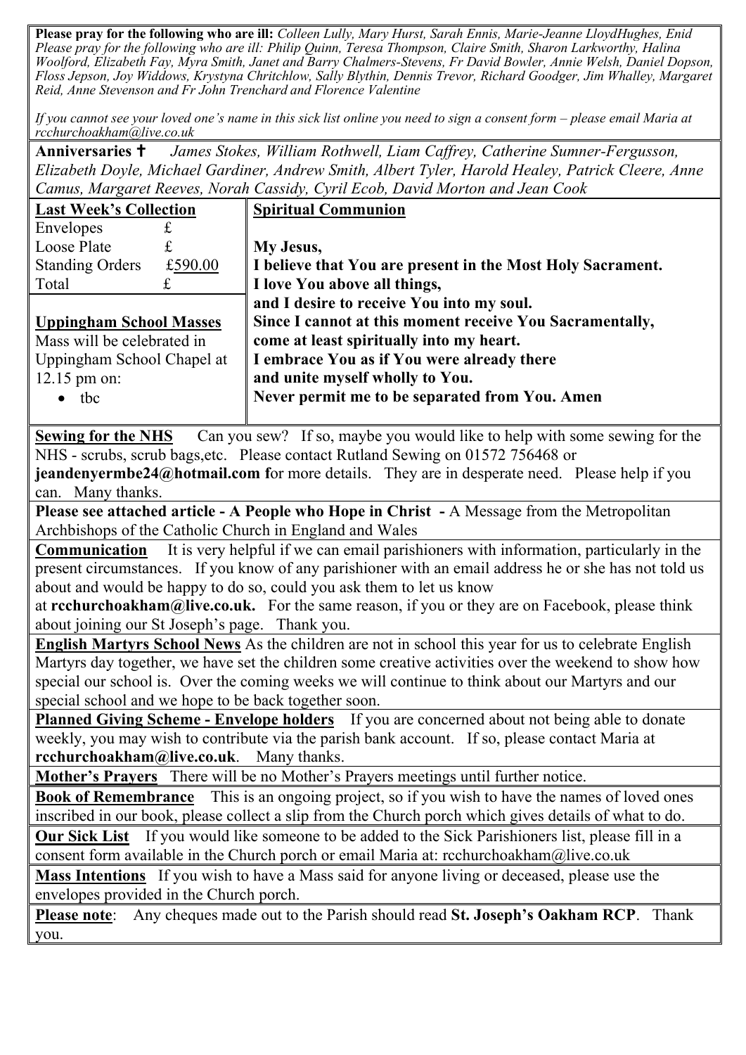**Please pray for the following who are ill:** *Colleen Lully, Mary Hurst, Sarah Ennis, Marie-Jeanne LloydHughes, Enid Please pray for the following who are ill: Philip Quinn, Teresa Thompson, Claire Smith, Sharon Larkworthy, Halina Woolford, Elizabeth Fay, Myra Smith, Janet and Barry Chalmers-Stevens, Fr David Bowler, Annie Welsh, Daniel Dopson, Floss Jepson, Joy Widdows, Krystyna Chritchlow, Sally Blythin, Dennis Trevor, Richard Goodger, Jim Whalley, Margaret Reid, Anne Stevenson and Fr John Trenchard and Florence Valentine*

*If you cannot see your loved one's name in this sick list online you need to sign a consent form – please email Maria at rcchurchoakham@live.co.uk*

**Anniversaries ✝** *James Stokes, William Rothwell, Liam Caffrey, Catherine Sumner-Fergusson, Elizabeth Doyle, Michael Gardiner, Andrew Smith, Albert Tyler, Harold Healey, Patrick Cleere, Anne Camus, Margaret Reeves, Norah Cassidy, Cyril Ecob, David Morton and Jean Cook*

**Last Week's Collection**

| | |
|---|---|
| Envelopes | £ |
| Loose Plate | £ |
| Standing Orders | £590.00 |
| Total | £ |

**Uppingham School Masses**

Mass will be celebrated in Uppingham School Chapel at 12.15 pm on:

- tbc

**Spiritual Communion**

**My Jesus,**
**I believe that You are present in the Most Holy Sacrament.**
**I love You above all things,**
**and I desire to receive You into my soul.**
**Since I cannot at this moment receive You Sacramentally,**
**come at least spiritually into my heart.**
**I embrace You as if You were already there**
**and unite myself wholly to You.**
**Never permit me to be separated from You. Amen**

**Sewing for the NHS** Can you sew? If so, maybe you would like to help with some sewing for the NHS - scrubs, scrub bags,etc. Please contact Rutland Sewing on 01572 756468 or **jeandenyermbe24@hotmail.com f**or more details. They are in desperate need. Please help if you can. Many thanks.

**Please see attached article - A People who Hope in Christ -** A Message from the Metropolitan Archbishops of the Catholic Church in England and Wales

**Communication** It is very helpful if we can email parishioners with information, particularly in the present circumstances. If you know of any parishioner with an email address he or she has not told us about and would be happy to do so, could you ask them to let us know at **rcchurchoakham@live.co.uk.** For the same reason, if you or they are on Facebook, please think about joining our St Joseph's page. Thank you.

**English Martyrs School News** As the children are not in school this year for us to celebrate English Martyrs day together, we have set the children some creative activities over the weekend to show how special our school is. Over the coming weeks we will continue to think about our Martyrs and our special school and we hope to be back together soon.

**Planned Giving Scheme - Envelope holders** If you are concerned about not being able to donate weekly, you may wish to contribute via the parish bank account. If so, please contact Maria at **rcchurchoakham@live.co.uk**. Many thanks.

**Mother's Prayers** There will be no Mother's Prayers meetings until further notice.

**Book of Remembrance** This is an ongoing project, so if you wish to have the names of loved ones inscribed in our book, please collect a slip from the Church porch which gives details of what to do.

**Our Sick List** If you would like someone to be added to the Sick Parishioners list, please fill in a consent form available in the Church porch or email Maria at: rcchurchoakham@live.co.uk

**Mass Intentions** If you wish to have a Mass said for anyone living or deceased, please use the envelopes provided in the Church porch.

**Please note**: Any cheques made out to the Parish should read **St. Joseph's Oakham RCP**. Thank you.